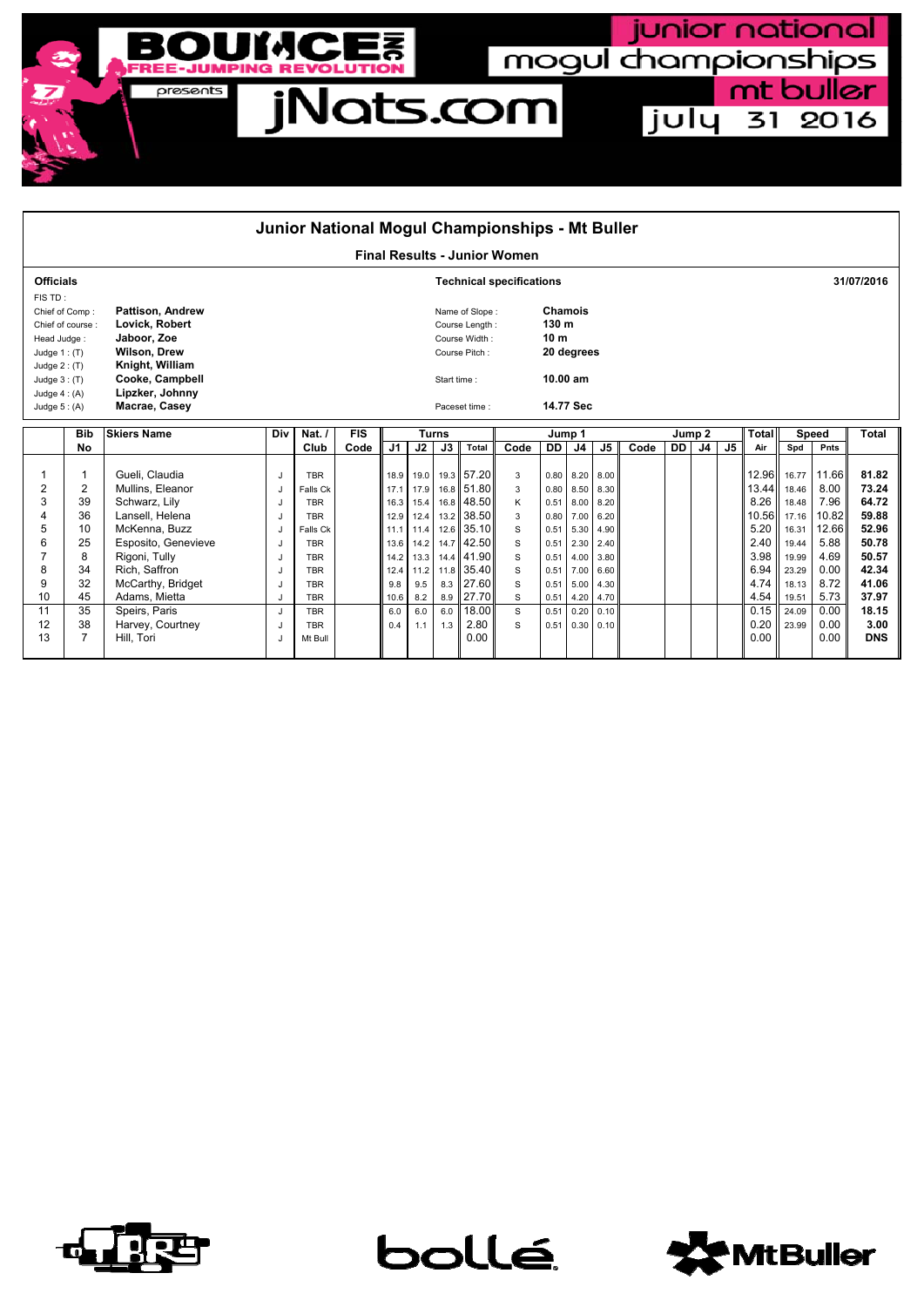BOUNCE INC FREE-JUMPING REVOLUTION presents jNats.com

junior national mogul championships mt buller july 31 2016

# Junior National Mogul Championships - Mt Buller

## Final Results - Junior Women

**Officials**

FIS TD :
Chief of Comp : **Pattison, Andrew**
Chief of course : **Lovick, Robert**
Head Judge : **Jaboor, Zoe**
Judge 1 : (T) **Wilson, Drew**
Judge 2 : (T) **Knight, William**
Judge 3 : (T) **Cooke, Campbell**
Judge 4 : (A) **Lipzker, Johnny**
Judge 5 : (A) **Macrae, Casey**

**Technical specifications**

Name of Slope : **Chamois**
Course Length : **130 m**
Course Width : **10 m**
Course Pitch : **20 degrees**
Start time : **10.00 am**
Paceset time : **14.77 Sec**

**31/07/2016**

| | Bib | Skiers Name | Div | Nat. / | FIS | Turns | | | | Jump 1 | | | | Jump 2 | | | | Total | Speed | | Total |
|---|---|---|---|---|---|---|---|---|---|---|---|---|---|---|---|---|---|---|---|---|---|
| | No | | | Club | Code | J1 | J2 | J3 | Total | Code | DD | J4 | J5 | Code | DD | J4 | J5 | Air | Spd | Pnts | |
| 1 | 1 | Gueli, Claudia | J | TBR | | 18.9 | 19.0 | 19.3 | 57.20 | 3 | 0.80 | 8.20 | 8.00 | | | | | 12.96 | 16.77 | 11.66 | **81.82** |
| 2 | 2 | Mullins, Eleanor | J | Falls Ck | | 17.1 | 17.9 | 16.8 | 51.80 | 3 | 0.80 | 8.50 | 8.30 | | | | | 13.44 | 18.46 | 8.00 | **73.24** |
| 3 | 39 | Schwarz, Lily | J | TBR | | 16.3 | 15.4 | 16.8 | 48.50 | K | 0.51 | 8.00 | 8.20 | | | | | 8.26 | 18.48 | 7.96 | **64.72** |
| 4 | 36 | Lansell, Helena | J | TBR | | 12.9 | 12.4 | 13.2 | 38.50 | 3 | 0.80 | 7.00 | 6.20 | | | | | 10.56 | 17.16 | 10.82 | **59.88** |
| 5 | 10 | McKenna, Buzz | J | Falls Ck | | 11.1 | 11.4 | 12.6 | 35.10 | S | 0.51 | 5.30 | 4.90 | | | | | 5.20 | 16.31 | 12.66 | **52.96** |
| 6 | 25 | Esposito, Genevieve | J | TBR | | 13.6 | 14.2 | 14.7 | 42.50 | S | 0.51 | 2.30 | 2.40 | | | | | 2.40 | 19.44 | 5.88 | **50.78** |
| 7 | 8 | Rigoni, Tully | J | TBR | | 14.2 | 13.3 | 14.4 | 41.90 | S | 0.51 | 4.00 | 3.80 | | | | | 3.98 | 19.99 | 4.69 | **50.57** |
| 8 | 34 | Rich, Saffron | J | TBR | | 12.4 | 11.2 | 11.8 | 35.40 | S | 0.51 | 7.00 | 6.60 | | | | | 6.94 | 23.29 | 0.00 | **42.34** |
| 9 | 32 | McCarthy, Bridget | J | TBR | | 9.8 | 9.5 | 8.3 | 27.60 | S | 0.51 | 5.00 | 4.30 | | | | | 4.74 | 18.13 | 8.72 | **41.06** |
| 10 | 45 | Adams, Mietta | J | TBR | | 10.6 | 8.2 | 8.9 | 27.70 | S | 0.51 | 4.20 | 4.70 | | | | | 4.54 | 19.51 | 5.73 | **37.97** |
| 11 | 35 | Speirs, Paris | J | TBR | | 6.0 | 6.0 | 6.0 | 18.00 | S | 0.51 | 0.20 | 0.10 | | | | | 0.15 | 24.09 | 0.00 | **18.15** |
| 12 | 38 | Harvey, Courtney | J | TBR | | 0.4 | 1.1 | 1.3 | 2.80 | S | 0.51 | 0.30 | 0.10 | | | | | 0.20 | 23.99 | 0.00 | **3.00** |
| 13 | 7 | Hill, Tori | J | Mt Bull | | | | | 0.00 | | | | | | | | | 0.00 | | 0.00 | **DNS** |

TBR bollé MtBuller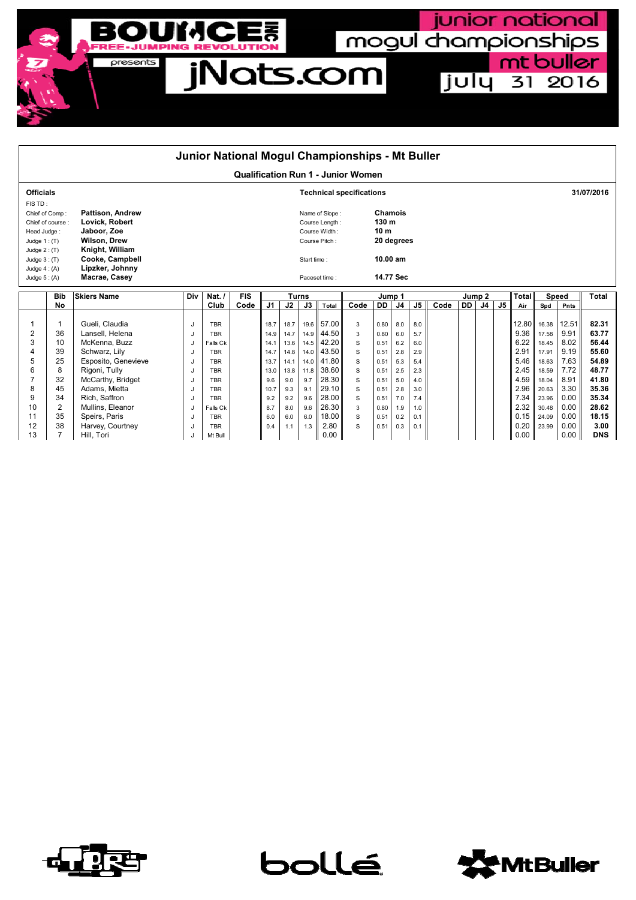junior national mogul championships

mt buller

july 31 2016

BOUNCE INC FREE-JUMPING REVOLUTION presents jNats.com

# Junior National Mogul Championships - Mt Buller

## Qualification Run 1 - Junior Women

**Officials**

FIS TD :

Chief of Comp : **Pattison, Andrew**

Chief of course : **Lovick, Robert**

Head Judge : **Jaboor, Zoe**

Judge 1 : (T) **Wilson, Drew**

Judge 2 : (T) **Knight, William**

Judge 3 : (T) **Cooke, Campbell**

Judge 4 : (A) **Lipzker, Johnny**

Judge 5 : (A) **Macrae, Casey**

**Technical specifications**

Name of Slope : **Chamois**

Course Length : **130 m**

Course Width : **10 m**

Course Pitch : **20 degrees**

Start time : **10.00 am**

Paceset time : **14.77 Sec**

**31/07/2016**

| | Bib No | Skiers Name | Div | Nat. / Club | FIS Code | Turns J1 | Turns J2 | Turns J3 | Turns Total | Jump 1 Code | Jump 1 DD | Jump 1 J4 | Jump 1 J5 | Jump 2 Code | Jump 2 DD | Jump 2 J4 | Jump 2 J5 | Total Air | Speed Spd | Speed Pnts | Total |
|---|---|---|---|---|---|---|---|---|---|---|---|---|---|---|---|---|---|---|---|---|---|
| 1 | 1 | Gueli, Claudia | J | TBR | | 18.7 | 18.7 | 19.6 | 57.00 | 3 | 0.80 | 8.0 | 8.0 | | | | | 12.80 | 16.38 | 12.51 | **82.31** |
| 2 | 36 | Lansell, Helena | J | TBR | | 14.9 | 14.7 | 14.9 | 44.50 | 3 | 0.80 | 6.0 | 5.7 | | | | | 9.36 | 17.58 | 9.91 | **63.77** |
| 3 | 10 | McKenna, Buzz | J | Falls Ck | | 14.1 | 13.6 | 14.5 | 42.20 | S | 0.51 | 6.2 | 6.0 | | | | | 6.22 | 18.45 | 8.02 | **56.44** |
| 4 | 39 | Schwarz, Lily | J | TBR | | 14.7 | 14.8 | 14.0 | 43.50 | S | 0.51 | 2.8 | 2.9 | | | | | 2.91 | 17.91 | 9.19 | **55.60** |
| 5 | 25 | Esposito, Genevieve | J | TBR | | 13.7 | 14.1 | 14.0 | 41.80 | S | 0.51 | 5.3 | 5.4 | | | | | 5.46 | 18.63 | 7.63 | **54.89** |
| 6 | 8 | Rigoni, Tully | J | TBR | | 13.0 | 13.8 | 11.8 | 38.60 | S | 0.51 | 2.5 | 2.3 | | | | | 2.45 | 18.59 | 7.72 | **48.77** |
| 7 | 32 | McCarthy, Bridget | J | TBR | | 9.6 | 9.0 | 9.7 | 28.30 | S | 0.51 | 5.0 | 4.0 | | | | | 4.59 | 18.04 | 8.91 | **41.80** |
| 8 | 45 | Adams, Mietta | J | TBR | | 10.7 | 9.3 | 9.1 | 29.10 | S | 0.51 | 2.8 | 3.0 | | | | | 2.96 | 20.63 | 3.30 | **35.36** |
| 9 | 34 | Rich, Saffron | J | TBR | | 9.2 | 9.2 | 9.6 | 28.00 | S | 0.51 | 7.0 | 7.4 | | | | | 7.34 | 23.96 | 0.00 | **35.34** |
| 10 | 2 | Mullins, Eleanor | J | Falls Ck | | 8.7 | 8.0 | 9.6 | 26.30 | 3 | 0.80 | 1.9 | 1.0 | | | | | 2.32 | 30.48 | 0.00 | **28.62** |
| 11 | 35 | Speirs, Paris | J | TBR | | 6.0 | 6.0 | 6.0 | 18.00 | S | 0.51 | 0.2 | 0.1 | | | | | 0.15 | 24.09 | 0.00 | **18.15** |
| 12 | 38 | Harvey, Courtney | J | TBR | | 0.4 | 1.1 | 1.3 | 2.80 | S | 0.51 | 0.3 | 0.1 | | | | | 0.20 | 23.99 | 0.00 | **3.00** |
| 13 | 7 | Hill, Tori | J | Mt Bull | | | | | 0.00 | | | | | | | | | 0.00 | | 0.00 | **DNS** |